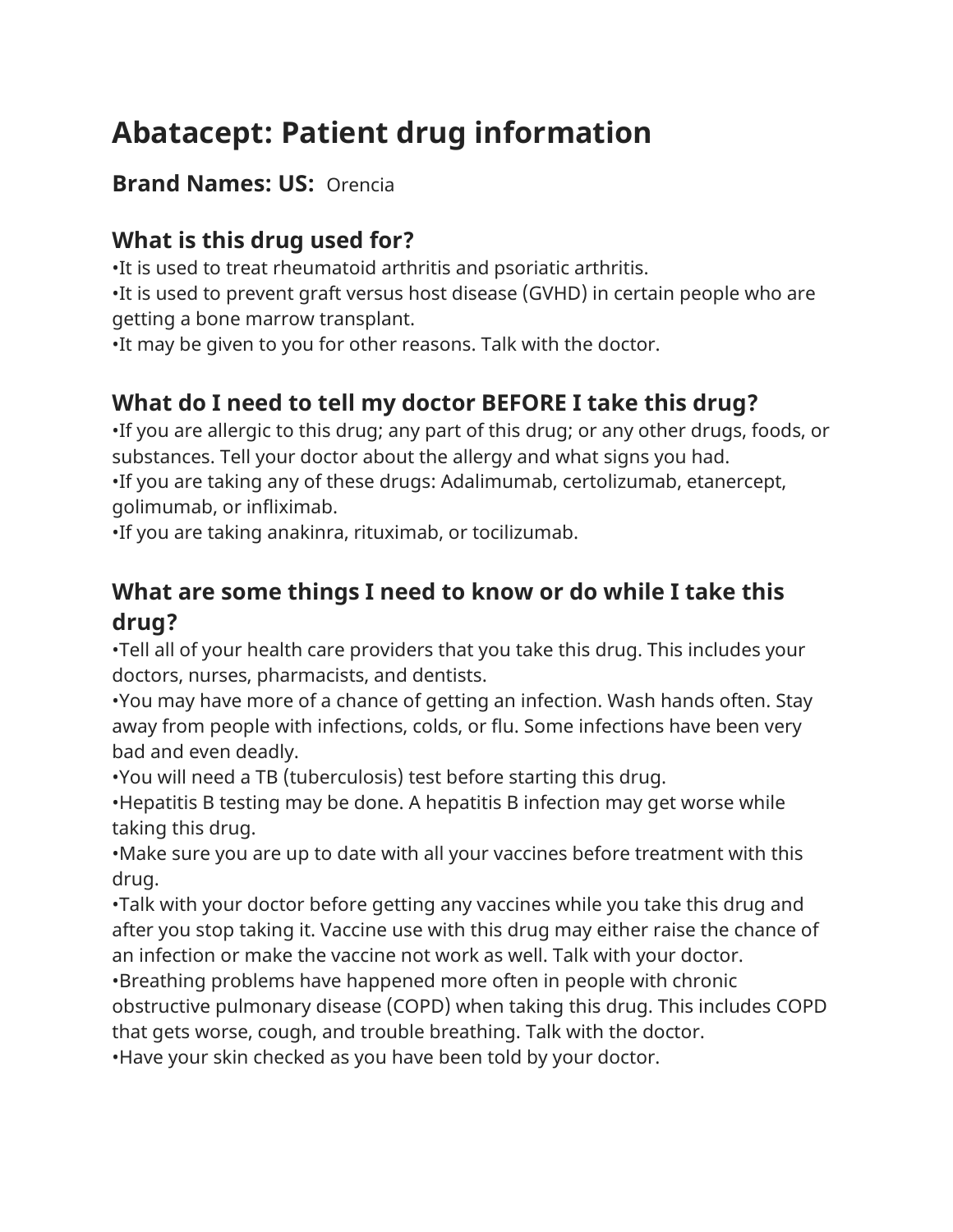# Abatacept: Patient drug information

**Brand Names: US:** Orencia

## What is this drug used for?

•It is used to treat rheumatoid arthritis and psoriatic arthritis.
•It is used to prevent graft versus host disease (GVHD) in certain people who are getting a bone marrow transplant.
•It may be given to you for other reasons. Talk with the doctor.

## What do I need to tell my doctor BEFORE I take this drug?

•If you are allergic to this drug; any part of this drug; or any other drugs, foods, or substances. Tell your doctor about the allergy and what signs you had.
•If you are taking any of these drugs: Adalimumab, certolizumab, etanercept, golimumab, or infliximab.
•If you are taking anakinra, rituximab, or tocilizumab.

## What are some things I need to know or do while I take this drug?

•Tell all of your health care providers that you take this drug. This includes your doctors, nurses, pharmacists, and dentists.
•You may have more of a chance of getting an infection. Wash hands often. Stay away from people with infections, colds, or flu. Some infections have been very bad and even deadly.
•You will need a TB (tuberculosis) test before starting this drug.
•Hepatitis B testing may be done. A hepatitis B infection may get worse while taking this drug.
•Make sure you are up to date with all your vaccines before treatment with this drug.
•Talk with your doctor before getting any vaccines while you take this drug and after you stop taking it. Vaccine use with this drug may either raise the chance of an infection or make the vaccine not work as well. Talk with your doctor.
•Breathing problems have happened more often in people with chronic obstructive pulmonary disease (COPD) when taking this drug. This includes COPD that gets worse, cough, and trouble breathing. Talk with the doctor.
•Have your skin checked as you have been told by your doctor.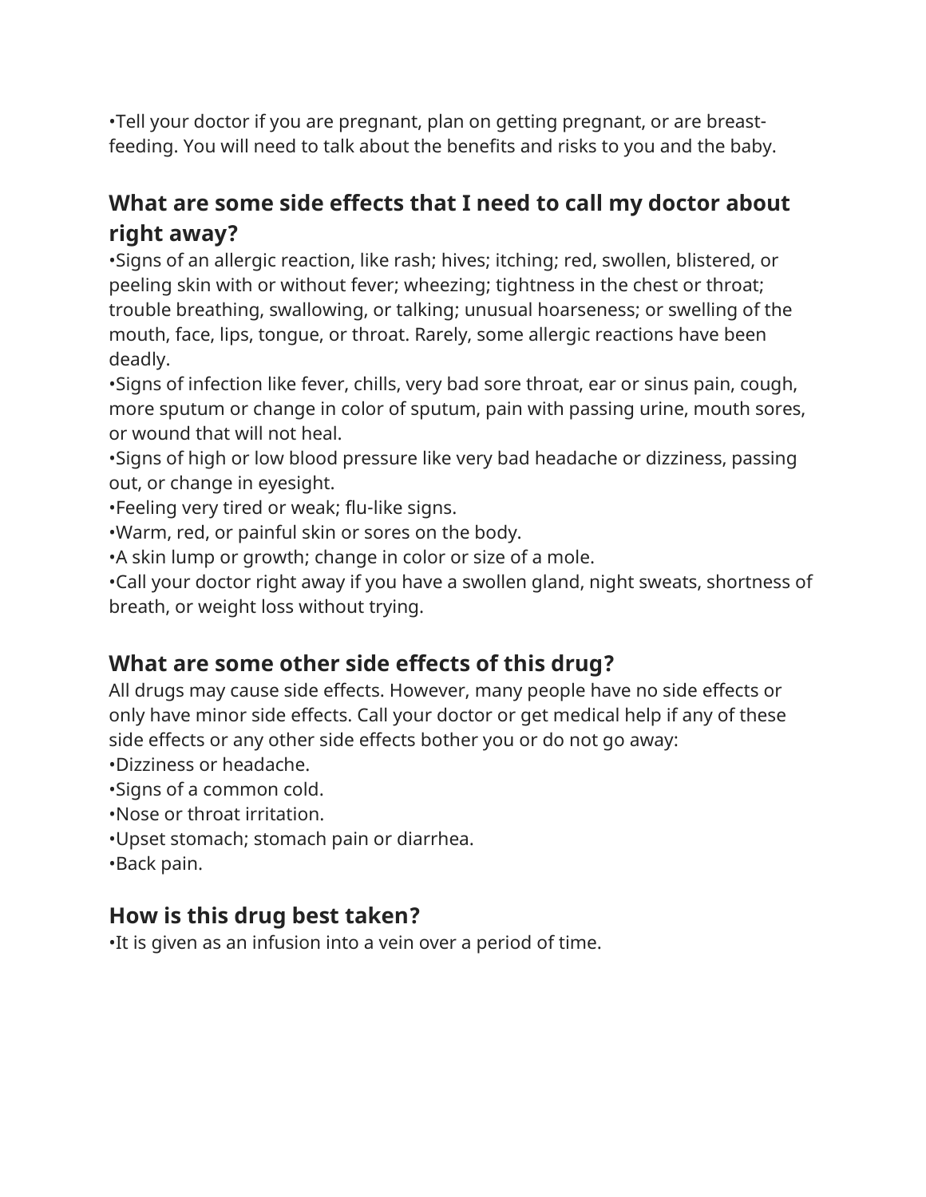•Tell your doctor if you are pregnant, plan on getting pregnant, or are breast-feeding. You will need to talk about the benefits and risks to you and the baby.

## What are some side effects that I need to call my doctor about right away?

•Signs of an allergic reaction, like rash; hives; itching; red, swollen, blistered, or peeling skin with or without fever; wheezing; tightness in the chest or throat; trouble breathing, swallowing, or talking; unusual hoarseness; or swelling of the mouth, face, lips, tongue, or throat. Rarely, some allergic reactions have been deadly.
•Signs of infection like fever, chills, very bad sore throat, ear or sinus pain, cough, more sputum or change in color of sputum, pain with passing urine, mouth sores, or wound that will not heal.
•Signs of high or low blood pressure like very bad headache or dizziness, passing out, or change in eyesight.
•Feeling very tired or weak; flu-like signs.
•Warm, red, or painful skin or sores on the body.
•A skin lump or growth; change in color or size of a mole.
•Call your doctor right away if you have a swollen gland, night sweats, shortness of breath, or weight loss without trying.

## What are some other side effects of this drug?

All drugs may cause side effects. However, many people have no side effects or only have minor side effects. Call your doctor or get medical help if any of these side effects or any other side effects bother you or do not go away:
•Dizziness or headache.
•Signs of a common cold.
•Nose or throat irritation.
•Upset stomach; stomach pain or diarrhea.
•Back pain.

## How is this drug best taken?

•It is given as an infusion into a vein over a period of time.